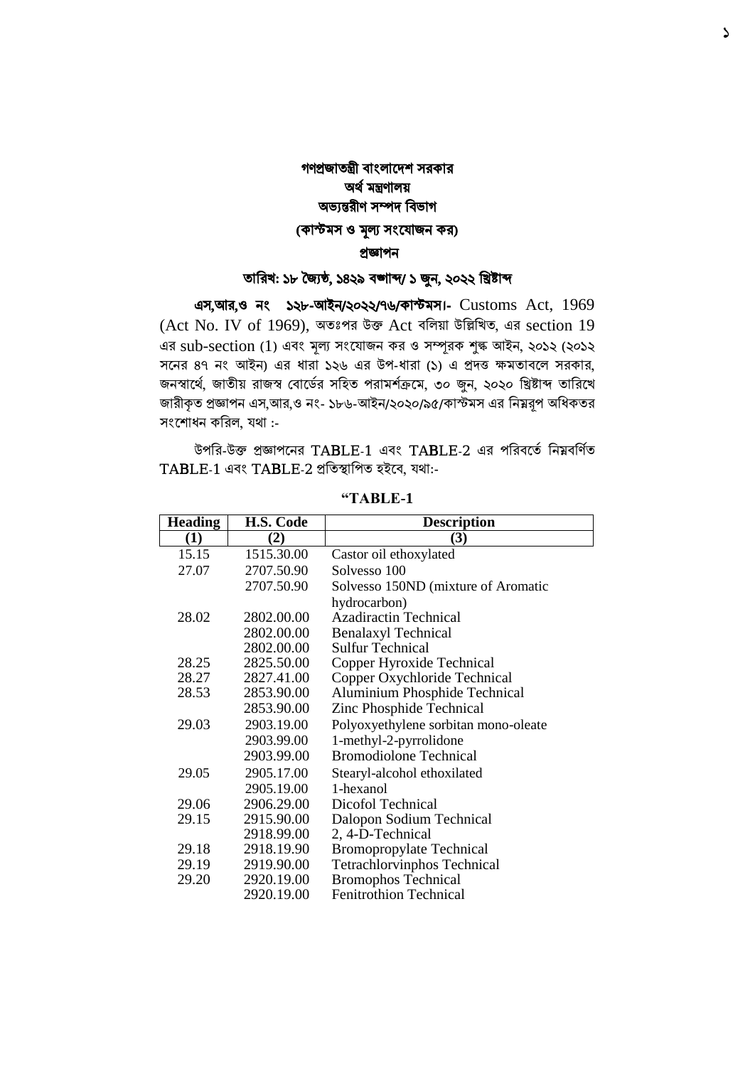# গণপ্রজাতন্ত্রী বাংলাদেশ সরকার
## অর্থ মন্ত্রণালয়
## অভ্যন্তরীণ সম্পদ বিভাগ
## (কাস্টমস ও মূল্য সংযোজন কর)
## প্রজ্ঞাপন

**তারিখ: ১৮ জ্যৈষ্ঠ, ১৪২৯ বঙ্গাব্দ/ ১ জুন, ২০২২ খ্রিষ্টাব্দ**

**এস,আর,ও নং ১২৮-আইন/২০২২/৭৬/কাস্টমস।-** Customs Act, 1969 (Act No. IV of 1969), অতঃপর উক্ত Act বলিয়া উল্লিখিত, এর section 19 এর sub-section (1) এবং মূল্য সংযোজন কর ও সম্পূরক শুল্ক আইন, ২০১২ (২০১২ সনের ৪৭ নং আইন) এর ধারা ১২৬ এর উপ-ধারা (১) এ প্রদত্ত ক্ষমতাবলে সরকার, জনস্বার্থে, জাতীয় রাজস্ব বোর্ডের সহিত পরামর্শক্রমে, ৩০ জুন, ২০২০ খ্রিষ্টাব্দ তারিখে জারীকৃত প্রজ্ঞাপন এস,আর,ও নং- ১৮৬-আইন/২০২০/৯৫/কাস্টমস এর নিম্নরূপ অধিকতর সংশোধন করিল, যথা :-

উপরি-উক্ত প্রজ্ঞাপনের TABLE-1 এবং TABLE-2 এর পরিবর্তে নিম্নবর্ণিত TABLE-1 এবং TABLE-2 প্রতিস্থাপিত হইবে, যথা:-

**"TABLE-1**

| Heading | H.S. Code | Description |
|---|---|---|
| (1) | (2) | (3) |
| 15.15 | 1515.30.00 | Castor oil ethoxylated |
| 27.07 | 2707.50.90 | Solvesso 100 |
| | 2707.50.90 | Solvesso 150ND (mixture of Aromatic hydrocarbon) |
| 28.02 | 2802.00.00 | Azadiractin Technical |
| | 2802.00.00 | Benalaxyl Technical |
| | 2802.00.00 | Sulfur Technical |
| 28.25 | 2825.50.00 | Copper Hyroxide Technical |
| 28.27 | 2827.41.00 | Copper Oxychloride Technical |
| 28.53 | 2853.90.00 | Aluminium Phosphide Technical |
| | 2853.90.00 | Zinc Phosphide Technical |
| 29.03 | 2903.19.00 | Polyoxyethylene sorbitan mono-oleate |
| | 2903.99.00 | 1-methyl-2-pyrrolidone |
| | 2903.99.00 | Bromodiolone Technical |
| 29.05 | 2905.17.00 | Stearyl-alcohol ethoxilated |
| | 2905.19.00 | 1-hexanol |
| 29.06 | 2906.29.00 | Dicofol Technical |
| 29.15 | 2915.90.00 | Dalopon Sodium Technical |
| | 2918.99.00 | 2, 4-D-Technical |
| 29.18 | 2918.19.90 | Bromopropylate Technical |
| 29.19 | 2919.90.00 | Tetrachlorvinphos Technical |
| 29.20 | 2920.19.00 | Bromophos Technical |
| | 2920.19.00 | Fenitrothion Technical |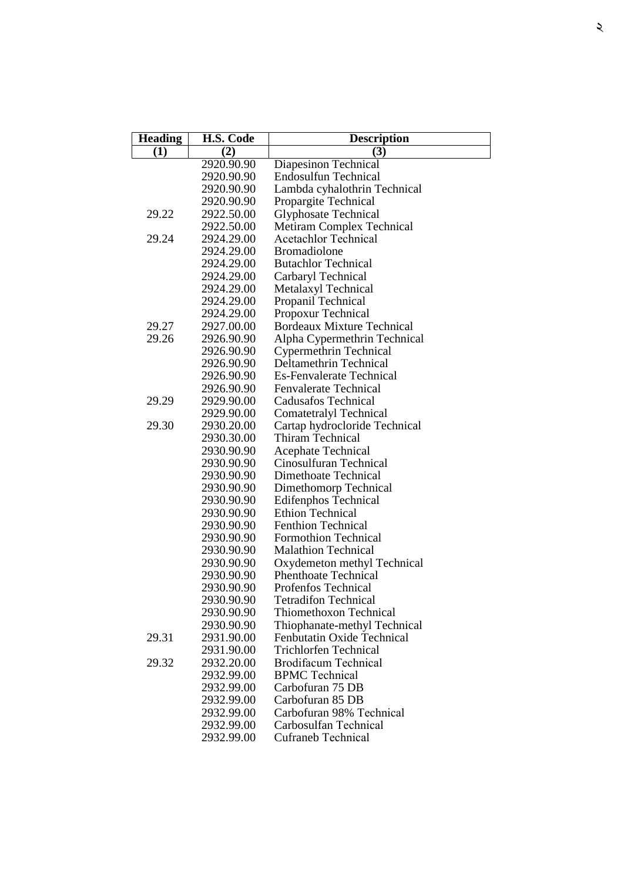| Heading | H.S. Code | Description |
|---|---|---|
| (1) | (2) | (3) |
| | 2920.90.90 | Diapesinon Technical |
| | 2920.90.90 | Endosulfun Technical |
| | 2920.90.90 | Lambda cyhalothrin Technical |
| | 2920.90.90 | Propargite Technical |
| 29.22 | 2922.50.00 | Glyphosate Technical |
| | 2922.50.00 | Metiram Complex Technical |
| 29.24 | 2924.29.00 | Acetachlor Technical |
| | 2924.29.00 | Bromadiolone |
| | 2924.29.00 | Butachlor Technical |
| | 2924.29.00 | Carbaryl Technical |
| | 2924.29.00 | Metalaxyl Technical |
| | 2924.29.00 | Propanil Technical |
| | 2924.29.00 | Propoxur Technical |
| 29.27 | 2927.00.00 | Bordeaux Mixture Technical |
| 29.26 | 2926.90.90 | Alpha Cypermethrin Technical |
| | 2926.90.90 | Cypermethrin Technical |
| | 2926.90.90 | Deltamethrin Technical |
| | 2926.90.90 | Es-Fenvalerate Technical |
| | 2926.90.90 | Fenvalerate Technical |
| 29.29 | 2929.90.00 | Cadusafos Technical |
| | 2929.90.00 | Cometetralyl Technical |
| 29.30 | 2930.20.00 | Cartap hydrocloride Technical |
| | 2930.30.00 | Thiram Technical |
| | 2930.90.90 | Acephate Technical |
| | 2930.90.90 | Cinosulfuran Technical |
| | 2930.90.90 | Dimethoate Technical |
| | 2930.90.90 | Dimethomorp Technical |
| | 2930.90.90 | Edifenphos Technical |
| | 2930.90.90 | Ethion Technical |
| | 2930.90.90 | Fenthion Technical |
| | 2930.90.90 | Formothion Technical |
| | 2930.90.90 | Malathion Technical |
| | 2930.90.90 | Oxydemeton methyl Technical |
| | 2930.90.90 | Phenthoate Technical |
| | 2930.90.90 | Profenfos Technical |
| | 2930.90.90 | Tetradifon Technical |
| | 2930.90.90 | Thiomethoxon Technical |
| | 2930.90.90 | Thiophanate-methyl Technical |
| 29.31 | 2931.90.00 | Fenbutatin Oxide Technical |
| | 2931.90.00 | Trichlorfen Technical |
| 29.32 | 2932.20.00 | Brodifacum Technical |
| | 2932.99.00 | BPMC Technical |
| | 2932.99.00 | Carbofuran 75 DB |
| | 2932.99.00 | Carbofuran 85 DB |
| | 2932.99.00 | Carbofuran 98% Technical |
| | 2932.99.00 | Carbosulfan Technical |
| | 2932.99.00 | Cufraneb Technical |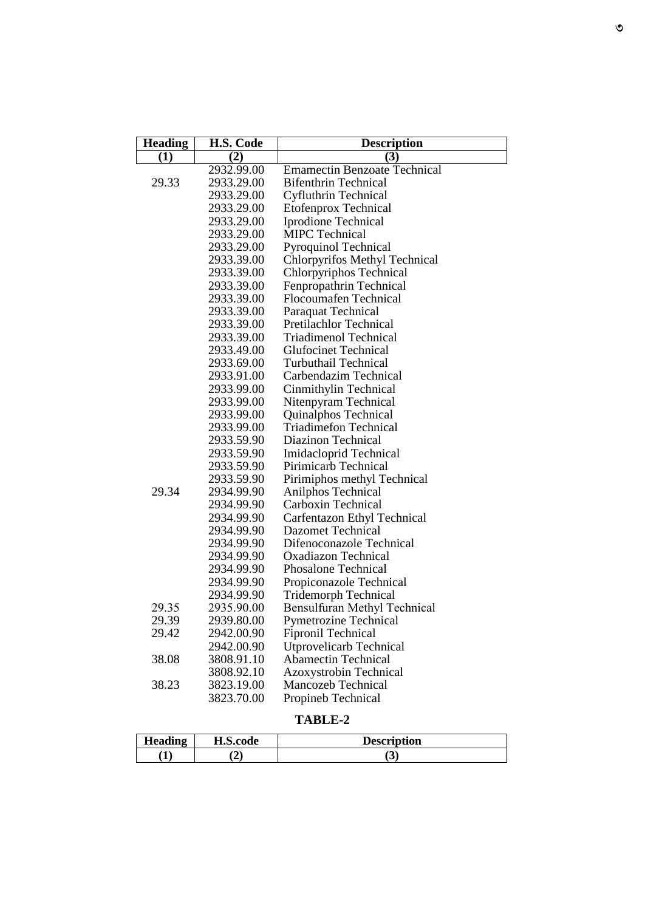| Heading | H.S. Code | Description |
|---|---|---|
| (1) | (2) | (3) |
| | 2932.99.00 | Emamectin Benzoate Technical |
| 29.33 | 2933.29.00 | Bifenthrin Technical |
| | 2933.29.00 | Cyfluthrin Technical |
| | 2933.29.00 | Etofenprox Technical |
| | 2933.29.00 | Iprodione Technical |
| | 2933.29.00 | MIPC Technical |
| | 2933.29.00 | Pyroquinol Technical |
| | 2933.39.00 | Chlorpyrifos Methyl Technical |
| | 2933.39.00 | Chlorpyriphos Technical |
| | 2933.39.00 | Fenpropathrin Technical |
| | 2933.39.00 | Flocoumafen Technical |
| | 2933.39.00 | Paraquat Technical |
| | 2933.39.00 | Pretilachlor Technical |
| | 2933.39.00 | Triadimenol Technical |
| | 2933.49.00 | Glufocinet Technical |
| | 2933.69.00 | Turbuthail Technical |
| | 2933.91.00 | Carbendazim Technical |
| | 2933.99.00 | Cinmithylin Technical |
| | 2933.99.00 | Nitenpyram Technical |
| | 2933.99.00 | Quinalphos Technical |
| | 2933.99.00 | Triadimefon Technical |
| | 2933.59.90 | Diazinon Technical |
| | 2933.59.90 | Imidacloprid Technical |
| | 2933.59.90 | Pirimicarb Technical |
| | 2933.59.90 | Pirimiphos methyl Technical |
| 29.34 | 2934.99.90 | Anilphos Technical |
| | 2934.99.90 | Carboxin Technical |
| | 2934.99.90 | Carfentazon Ethyl Technical |
| | 2934.99.90 | Dazomet Technical |
| | 2934.99.90 | Difenoconazole Technical |
| | 2934.99.90 | Oxadiazon Technical |
| | 2934.99.90 | Phosalone Technical |
| | 2934.99.90 | Propiconazole Technical |
| | 2934.99.90 | Tridemorph Technical |
| 29.35 | 2935.90.00 | Bensulfuran Methyl Technical |
| 29.39 | 2939.80.00 | Pymetrozine Technical |
| 29.42 | 2942.00.90 | Fipronil Technical |
| | 2942.00.90 | Utprovelicarb Technical |
| 38.08 | 3808.91.10 | Abamectin Technical |
| | 3808.92.10 | Azoxystrobin Technical |
| 38.23 | 3823.19.00 | Mancozeb Technical |
| | 3823.70.00 | Propineb Technical |

**TABLE-2**

| Heading | H.S.code | Description |
|---|---|---|
| (1) | (2) | (3) |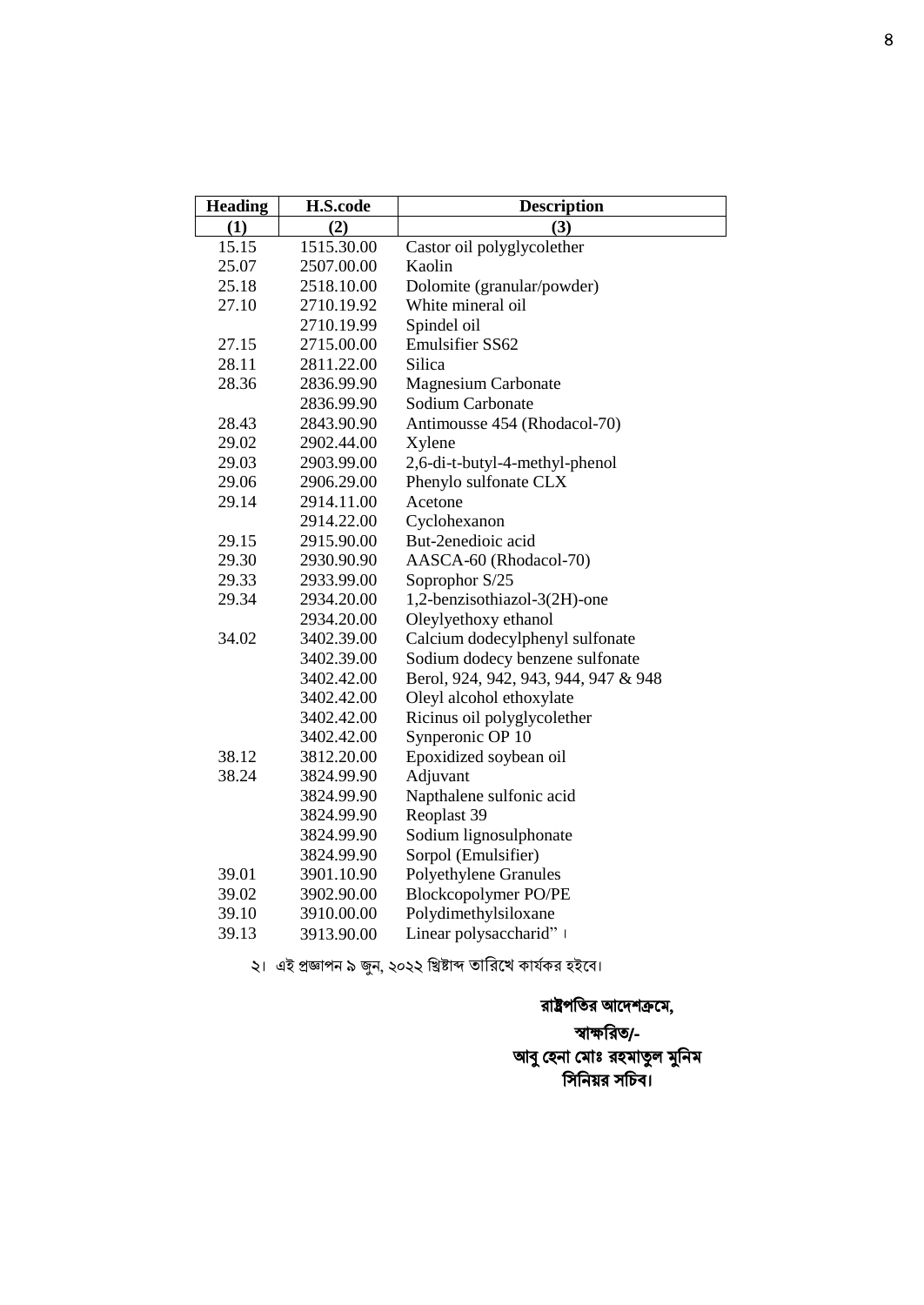| Heading | H.S.code | Description |
|---|---|---|
| (1) | (2) | (3) |
| 15.15 | 1515.30.00 | Castor oil polyglycolether |
| 25.07 | 2507.00.00 | Kaolin |
| 25.18 | 2518.10.00 | Dolomite (granular/powder) |
| 27.10 | 2710.19.92 | White mineral oil |
| | 2710.19.99 | Spindel oil |
| 27.15 | 2715.00.00 | Emulsifier SS62 |
| 28.11 | 2811.22.00 | Silica |
| 28.36 | 2836.99.90 | Magnesium Carbonate |
| | 2836.99.90 | Sodium Carbonate |
| 28.43 | 2843.90.90 | Antimousse 454 (Rhodacol-70) |
| 29.02 | 2902.44.00 | Xylene |
| 29.03 | 2903.99.00 | 2,6-di-t-butyl-4-methyl-phenol |
| 29.06 | 2906.29.00 | Phenylo sulfonate CLX |
| 29.14 | 2914.11.00 | Acetone |
| | 2914.22.00 | Cyclohexanon |
| 29.15 | 2915.90.00 | But-2enedioic acid |
| 29.30 | 2930.90.90 | AASCA-60 (Rhodacol-70) |
| 29.33 | 2933.99.00 | Soprophor S/25 |
| 29.34 | 2934.20.00 | 1,2-benzisothiazol-3(2H)-one |
| | 2934.20.00 | Oleylyethoxy ethanol |
| 34.02 | 3402.39.00 | Calcium dodecylphenyl sulfonate |
| | 3402.39.00 | Sodium dodecy benzene sulfonate |
| | 3402.42.00 | Berol, 924, 942, 943, 944, 947 & 948 |
| | 3402.42.00 | Oleyl alcohol ethoxylate |
| | 3402.42.00 | Ricinus oil polyglycolether |
| | 3402.42.00 | Synperonic OP 10 |
| 38.12 | 3812.20.00 | Epoxidized soybean oil |
| 38.24 | 3824.99.90 | Adjuvant |
| | 3824.99.90 | Napthalene sulfonic acid |
| | 3824.99.90 | Reoplast 39 |
| | 3824.99.90 | Sodium lignosulphonate |
| | 3824.99.90 | Sorpol (Emulsifier) |
| 39.01 | 3901.10.90 | Polyethylene Granules |
| 39.02 | 3902.90.00 | Blockcopolymer PO/PE |
| 39.10 | 3910.00.00 | Polydimethylsiloxane |
| 39.13 | 3913.90.00 | Linear polysaccharid"। |

২। এই প্রজ্ঞাপন ৯ জুন, ২০২২ খ্রিষ্টাব্দ তারিখে কার্যকর হইবে।

**রাষ্ট্রপতির আদেশক্রমে,**

**স্বাক্ষরিত/-**
**আবু হেনা মোঃ রহমাতুল মুনিম**
**সিনিয়র সচিব।**